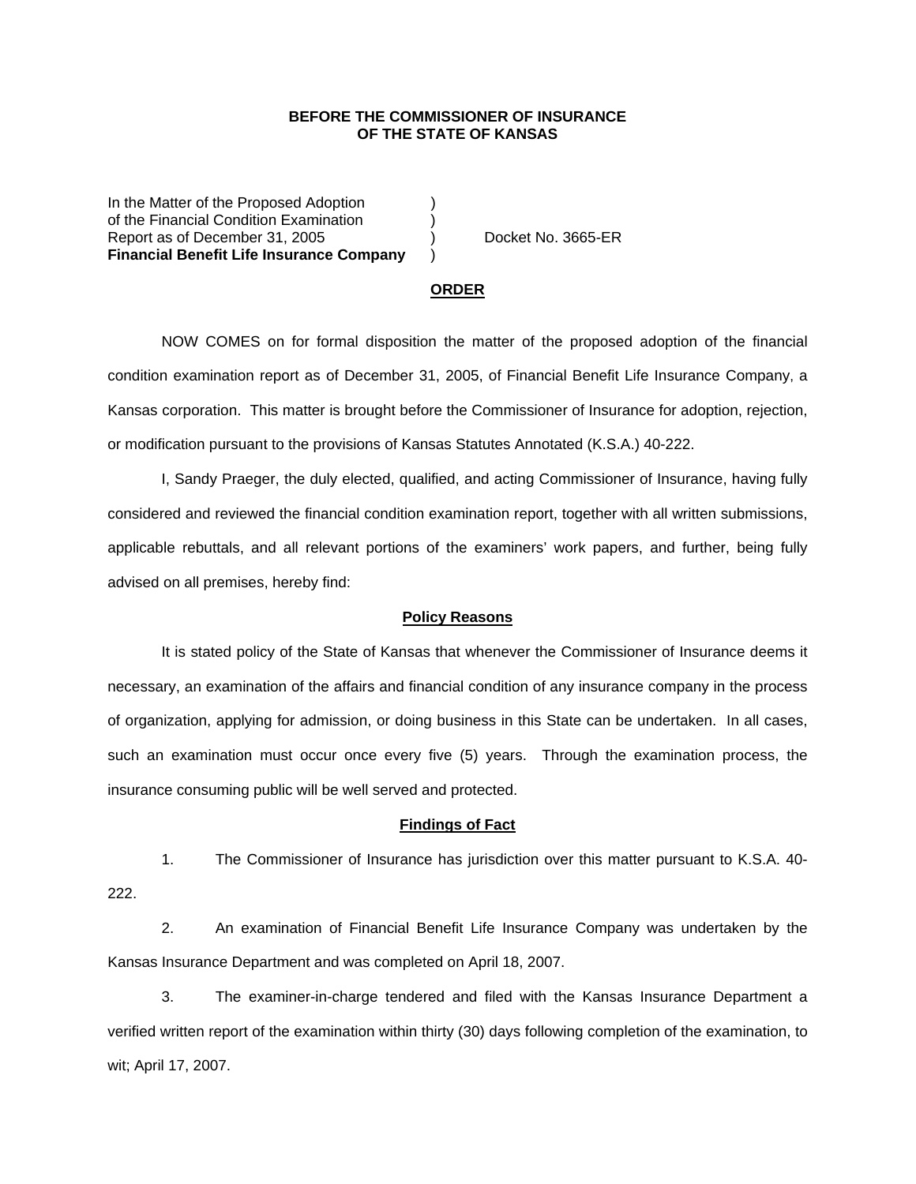**BEFORE THE COMMISSIONER OF INSURANCE**
**OF THE STATE OF KANSAS**

In the Matter of the Proposed Adoption )
of the Financial Condition Examination )
Report as of December 31, 2005 ) Docket No. 3665-ER
**Financial Benefit Life Insurance Company** )

## ORDER

NOW COMES on for formal disposition the matter of the proposed adoption of the financial condition examination report as of December 31, 2005, of Financial Benefit Life Insurance Company, a Kansas corporation. This matter is brought before the Commissioner of Insurance for adoption, rejection, or modification pursuant to the provisions of Kansas Statutes Annotated (K.S.A.) 40-222.

I, Sandy Praeger, the duly elected, qualified, and acting Commissioner of Insurance, having fully considered and reviewed the financial condition examination report, together with all written submissions, applicable rebuttals, and all relevant portions of the examiners' work papers, and further, being fully advised on all premises, hereby find:

### Policy Reasons

It is stated policy of the State of Kansas that whenever the Commissioner of Insurance deems it necessary, an examination of the affairs and financial condition of any insurance company in the process of organization, applying for admission, or doing business in this State can be undertaken. In all cases, such an examination must occur once every five (5) years. Through the examination process, the insurance consuming public will be well served and protected.

### Findings of Fact

1. The Commissioner of Insurance has jurisdiction over this matter pursuant to K.S.A. 40-222.

2. An examination of Financial Benefit Life Insurance Company was undertaken by the Kansas Insurance Department and was completed on April 18, 2007.

3. The examiner-in-charge tendered and filed with the Kansas Insurance Department a verified written report of the examination within thirty (30) days following completion of the examination, to wit; April 17, 2007.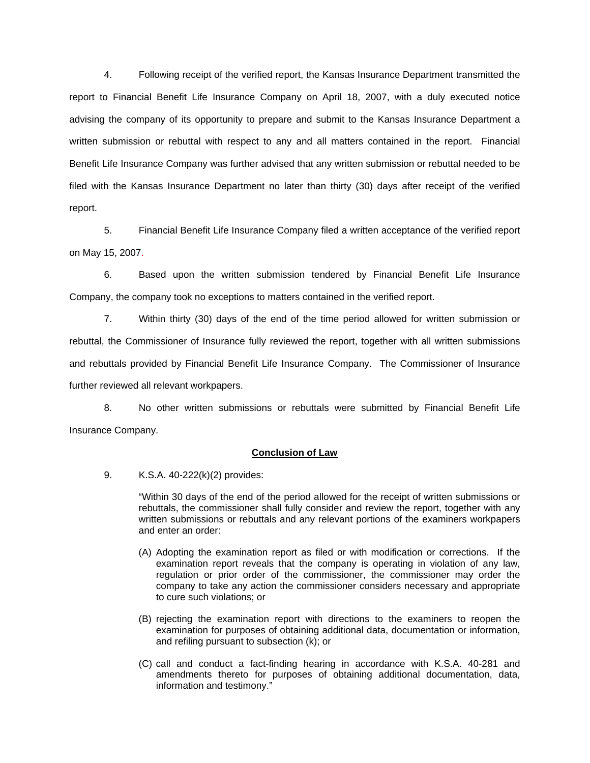4. Following receipt of the verified report, the Kansas Insurance Department transmitted the report to Financial Benefit Life Insurance Company on April 18, 2007, with a duly executed notice advising the company of its opportunity to prepare and submit to the Kansas Insurance Department a written submission or rebuttal with respect to any and all matters contained in the report. Financial Benefit Life Insurance Company was further advised that any written submission or rebuttal needed to be filed with the Kansas Insurance Department no later than thirty (30) days after receipt of the verified report.

5. Financial Benefit Life Insurance Company filed a written acceptance of the verified report on May 15, 2007.

6. Based upon the written submission tendered by Financial Benefit Life Insurance Company, the company took no exceptions to matters contained in the verified report.

7. Within thirty (30) days of the end of the time period allowed for written submission or rebuttal, the Commissioner of Insurance fully reviewed the report, together with all written submissions and rebuttals provided by Financial Benefit Life Insurance Company. The Commissioner of Insurance further reviewed all relevant workpapers.

8. No other written submissions or rebuttals were submitted by Financial Benefit Life Insurance Company.

## Conclusion of Law

9. K.S.A. 40-222(k)(2) provides:

> "Within 30 days of the end of the period allowed for the receipt of written submissions or rebuttals, the commissioner shall fully consider and review the report, together with any written submissions or rebuttals and any relevant portions of the examiners workpapers and enter an order:
>
> (A) Adopting the examination report as filed or with modification or corrections. If the examination report reveals that the company is operating in violation of any law, regulation or prior order of the commissioner, the commissioner may order the company to take any action the commissioner considers necessary and appropriate to cure such violations; or
>
> (B) rejecting the examination report with directions to the examiners to reopen the examination for purposes of obtaining additional data, documentation or information, and refiling pursuant to subsection (k); or
>
> (C) call and conduct a fact-finding hearing in accordance with K.S.A. 40-281 and amendments thereto for purposes of obtaining additional documentation, data, information and testimony."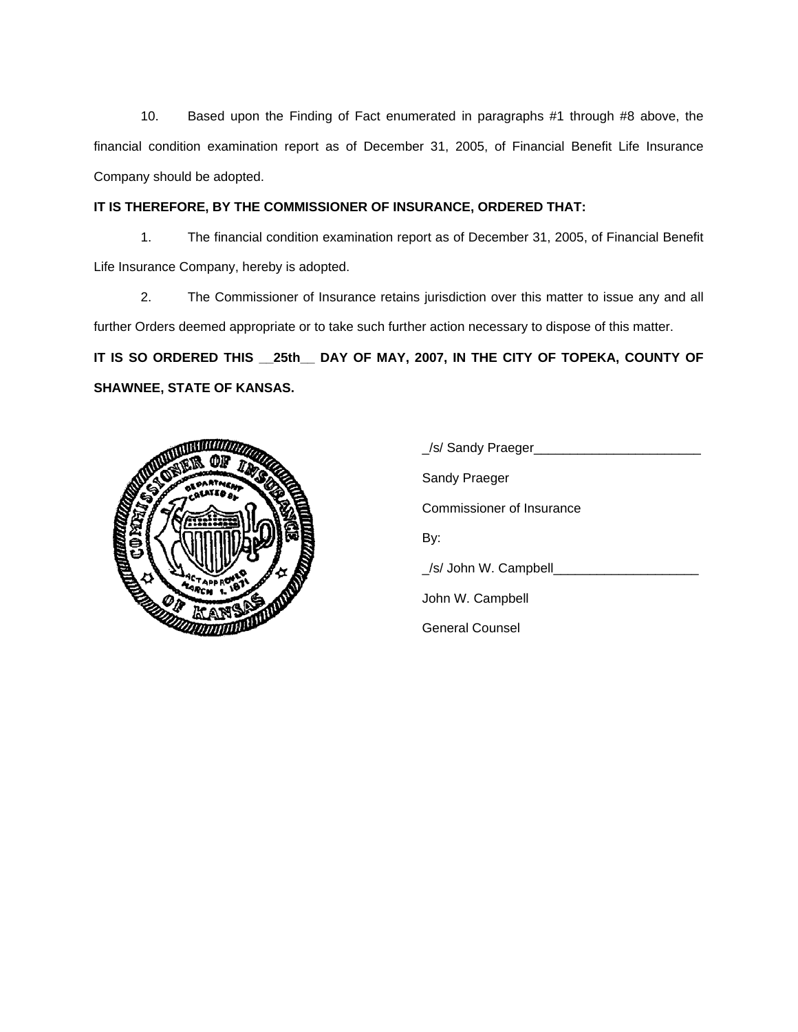10. Based upon the Finding of Fact enumerated in paragraphs #1 through #8 above, the financial condition examination report as of December 31, 2005, of Financial Benefit Life Insurance Company should be adopted.

**IT IS THEREFORE, BY THE COMMISSIONER OF INSURANCE, ORDERED THAT:**

1. The financial condition examination report as of December 31, 2005, of Financial Benefit Life Insurance Company, hereby is adopted.

2. The Commissioner of Insurance retains jurisdiction over this matter to issue any and all further Orders deemed appropriate or to take such further action necessary to dispose of this matter.

**IT IS SO ORDERED THIS __25th__ DAY OF MAY, 2007, IN THE CITY OF TOPEKA, COUNTY OF SHAWNEE, STATE OF KANSAS.**

_/s/ Sandy Praeger_______________________

Sandy Praeger

Commissioner of Insurance

By:

_/s/ John W. Campbell____________________

John W. Campbell

General Counsel